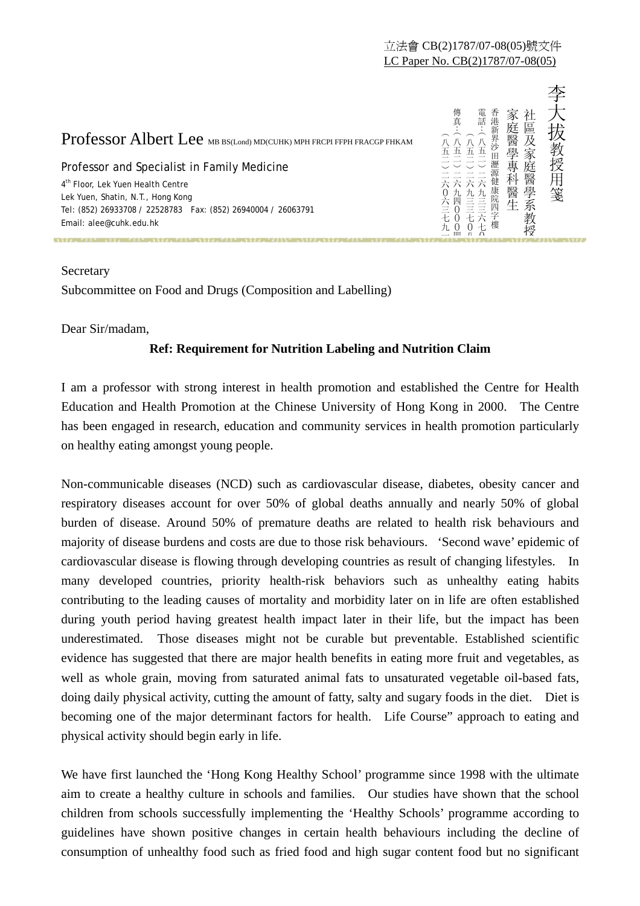立法會 CB(2)1787/07-08(05)號文件
LC Paper No. CB(2)1787/07-08(05)

**Professor Albert Lee** MB BS(Lond) MD(CUHK) MPH FRCPI FFPH FRACGP FHKAM

Professor and Specialist in Family Medicine
4th Floor, Lek Yuen Health Centre
Lek Yuen, Shatin, N.T., Hong Kong
Tel: (852) 26933708 / 22528783 Fax: (852) 26940004 / 26063791
Email: alee@cuhk.edu.hk

李大拔教授用箋
社區及家庭醫學系教授
家庭醫學專科醫生
香港新界沙田瀝源健康院四字樓
電話：（八五二）二六九三三七〇八（八五二）二二五二八七八三
傳真：（八五二）二六九四〇〇〇四（八五二）二六〇六三七九一

Secretary
Subcommittee on Food and Drugs (Composition and Labelling)

Dear Sir/madam,

**Ref: Requirement for Nutrition Labeling and Nutrition Claim**

I am a professor with strong interest in health promotion and established the Centre for Health Education and Health Promotion at the Chinese University of Hong Kong in 2000. The Centre has been engaged in research, education and community services in health promotion particularly on healthy eating amongst young people.

Non-communicable diseases (NCD) such as cardiovascular disease, diabetes, obesity cancer and respiratory diseases account for over 50% of global deaths annually and nearly 50% of global burden of disease. Around 50% of premature deaths are related to health risk behaviours and majority of disease burdens and costs are due to those risk behaviours. 'Second wave' epidemic of cardiovascular disease is flowing through developing countries as result of changing lifestyles. In many developed countries, priority health-risk behaviors such as unhealthy eating habits contributing to the leading causes of mortality and morbidity later on in life are often established during youth period having greatest health impact later in their life, but the impact has been underestimated. Those diseases might not be curable but preventable. Established scientific evidence has suggested that there are major health benefits in eating more fruit and vegetables, as well as whole grain, moving from saturated animal fats to unsaturated vegetable oil-based fats, doing daily physical activity, cutting the amount of fatty, salty and sugary foods in the diet. Diet is becoming one of the major determinant factors for health. Life Course" approach to eating and physical activity should begin early in life.

We have first launched the 'Hong Kong Healthy School' programme since 1998 with the ultimate aim to create a healthy culture in schools and families. Our studies have shown that the school children from schools successfully implementing the 'Healthy Schools' programme according to guidelines have shown positive changes in certain health behaviours including the decline of consumption of unhealthy food such as fried food and high sugar content food but no significant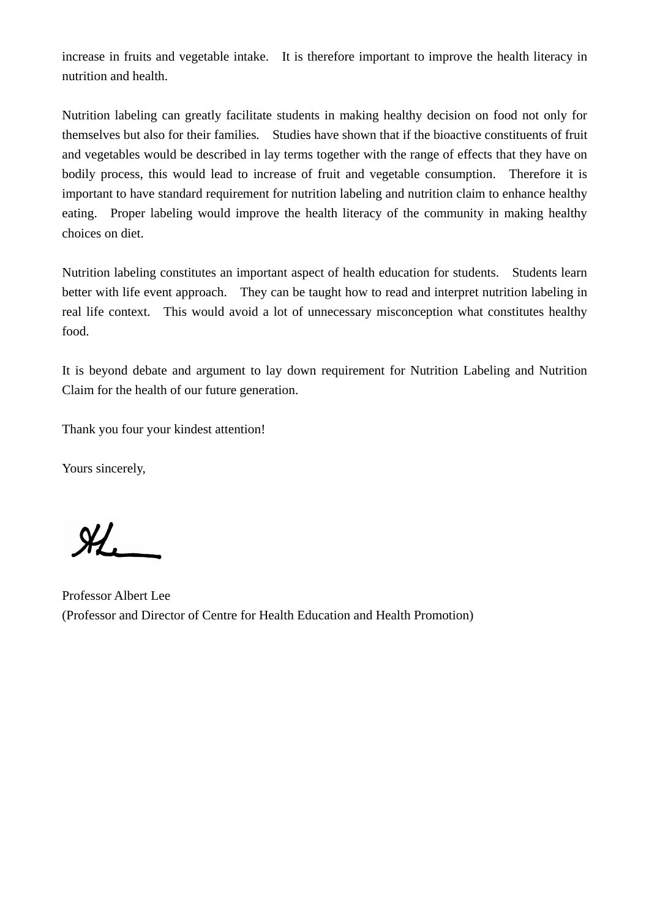increase in fruits and vegetable intake. It is therefore important to improve the health literacy in nutrition and health.

Nutrition labeling can greatly facilitate students in making healthy decision on food not only for themselves but also for their families. Studies have shown that if the bioactive constituents of fruit and vegetables would be described in lay terms together with the range of effects that they have on bodily process, this would lead to increase of fruit and vegetable consumption. Therefore it is important to have standard requirement for nutrition labeling and nutrition claim to enhance healthy eating. Proper labeling would improve the health literacy of the community in making healthy choices on diet.

Nutrition labeling constitutes an important aspect of health education for students. Students learn better with life event approach. They can be taught how to read and interpret nutrition labeling in real life context. This would avoid a lot of unnecessary misconception what constitutes healthy food.

It is beyond debate and argument to lay down requirement for Nutrition Labeling and Nutrition Claim for the health of our future generation.

Thank you four your kindest attention!

Yours sincerely,

Professor Albert Lee
(Professor and Director of Centre for Health Education and Health Promotion)